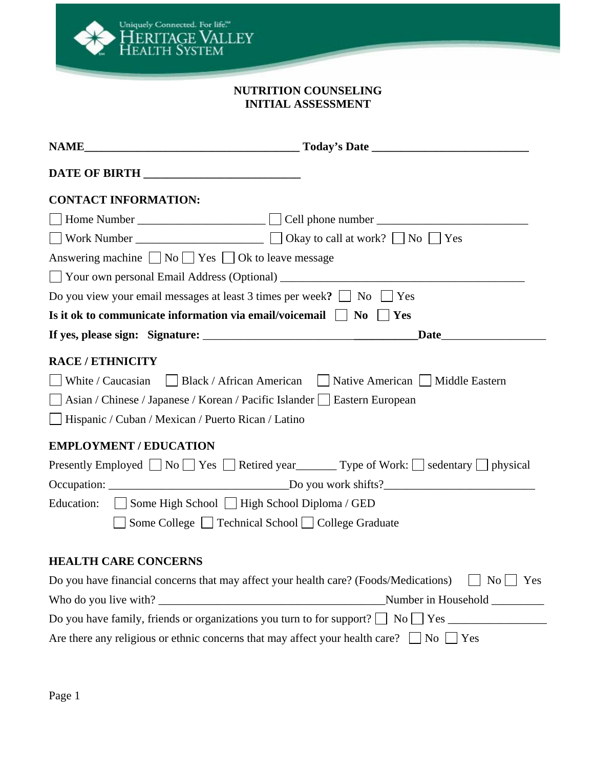Uniquely Connected. For life.℠
HERITAGE VALLEY
HEALTH SYSTEM

## NUTRITION COUNSELING
## INITIAL ASSESSMENT

**NAME**_____________________________________ **Today's Date** ___________________________

**DATE OF BIRTH** ___________________________

**CONTACT INFORMATION:**

☐ Home Number ______________________ ☐ Cell phone number __________________________

☐ Work Number ______________________ ☐ Okay to call at work? ☐ No ☐ Yes

Answering machine ☐ No ☐ Yes ☐ Ok to leave message

☐ Your own personal Email Address (Optional) ___________________________________________

Do you view your email messages at least 3 times per week? ☐ No ☐ Yes

**Is it ok to communicate information via email/voicemail** ☐ **No** ☐ **Yes**

**If yes, please sign: Signature:** ____________________________________**Date**_________________

**RACE / ETHNICITY**

☐ White / Caucasian ☐ Black / African American ☐ Native American ☐ Middle Eastern

☐ Asian / Chinese / Japanese / Korean / Pacific Islander ☐ Eastern European

☐ Hispanic / Cuban / Mexican / Puerto Rican / Latino

**EMPLOYMENT / EDUCATION**

Presently Employed ☐ No ☐ Yes ☐ Retired year_______ Type of Work: ☐ sedentary ☐ physical

Occupation: _______________________________Do you work shifts?__________________________

Education: ☐ Some High School ☐ High School Diploma / GED

☐ Some College ☐ Technical School ☐ College Graduate

**HEALTH CARE CONCERNS**

Do you have financial concerns that may affect your health care? (Foods/Medications) ☐ No ☐ Yes

Who do you live with? _______________________________________Number in Household _________

Do you have family, friends or organizations you turn to for support? ☐ No ☐ Yes ________________

Are there any religious or ethnic concerns that may affect your health care? ☐ No ☐ Yes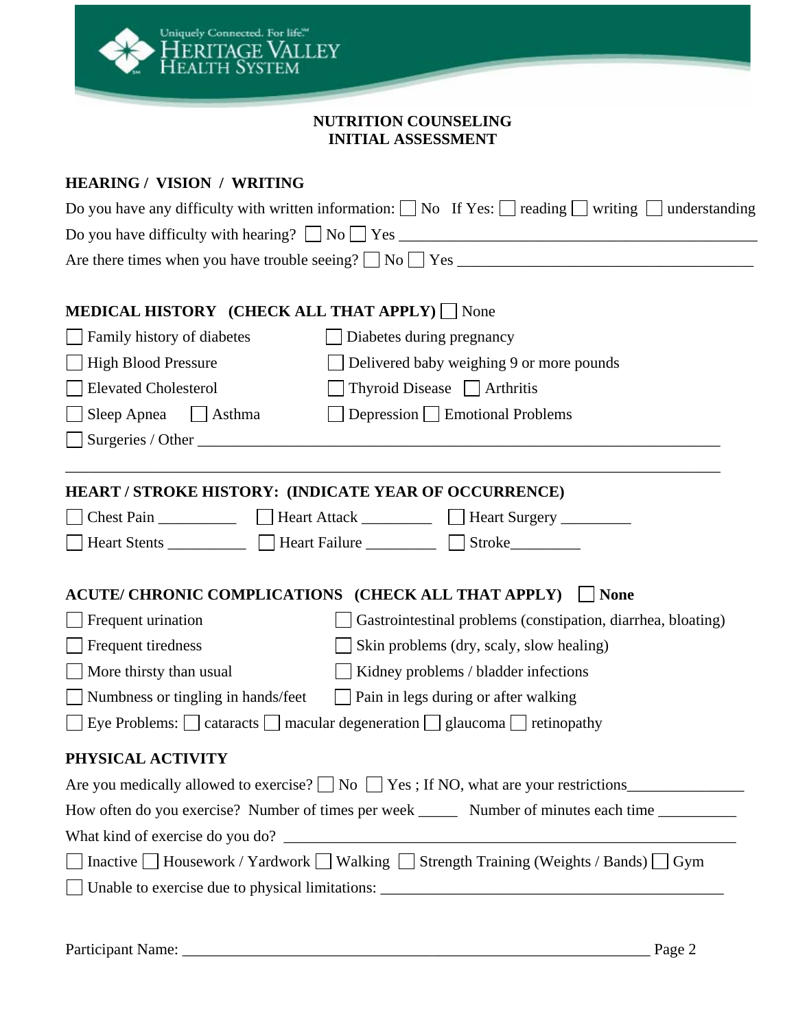Uniquely Connected. For life.℠
HERITAGE VALLEY
HEALTH SYSTEM

# NUTRITION COUNSELING
# INITIAL ASSESSMENT

## HEARING / VISION / WRITING

Do you have any difficulty with written information: ☐ No If Yes: ☐ reading ☐ writing ☐ understanding

Do you have difficulty with hearing? ☐ No ☐ Yes ____________________________________________

Are there times when you have trouble seeing? ☐ No ☐ Yes ____________________________________

## MEDICAL HISTORY (CHECK ALL THAT APPLY) ☐ None

☐ Family history of diabetes

☐ Diabetes during pregnancy

☐ High Blood Pressure

☐ Delivered baby weighing 9 or more pounds

☐ Elevated Cholesterol

☐ Thyroid Disease ☐ Arthritis

☐ Sleep Apnea ☐ Asthma

☐ Depression ☐ Emotional Problems

☐ Surgeries / Other ___________________________________________________________________

_____________________________________________________________________________________

## HEART / STROKE HISTORY: (INDICATE YEAR OF OCCURRENCE)

☐ Chest Pain __________ ☐ Heart Attack _________ ☐ Heart Surgery _________

☐ Heart Stents __________ ☐ Heart Failure _________ ☐ Stroke_________

## ACUTE/ CHRONIC COMPLICATIONS (CHECK ALL THAT APPLY) ☐ None

☐ Frequent urination

☐ Gastrointestinal problems (constipation, diarrhea, bloating)

☐ Frequent tiredness

☐ Skin problems (dry, scaly, slow healing)

☐ More thirsty than usual

☐ Kidney problems / bladder infections

☐ Numbness or tingling in hands/feet

☐ Pain in legs during or after walking

☐ Eye Problems: ☐ cataracts ☐ macular degeneration ☐ glaucoma ☐ retinopathy

## PHYSICAL ACTIVITY

Are you medically allowed to exercise? ☐ No ☐ Yes ; If NO, what are your restrictions_______________

How often do you exercise? Number of times per week _____ Number of minutes each time __________

What kind of exercise do you do? ____________________________________________________________

☐ Inactive ☐ Housework / Yardwork ☐ Walking ☐ Strength Training (Weights / Bands) ☐ Gym

☐ Unable to exercise due to physical limitations: _____________________________________________

Participant Name: _____________________________________________________________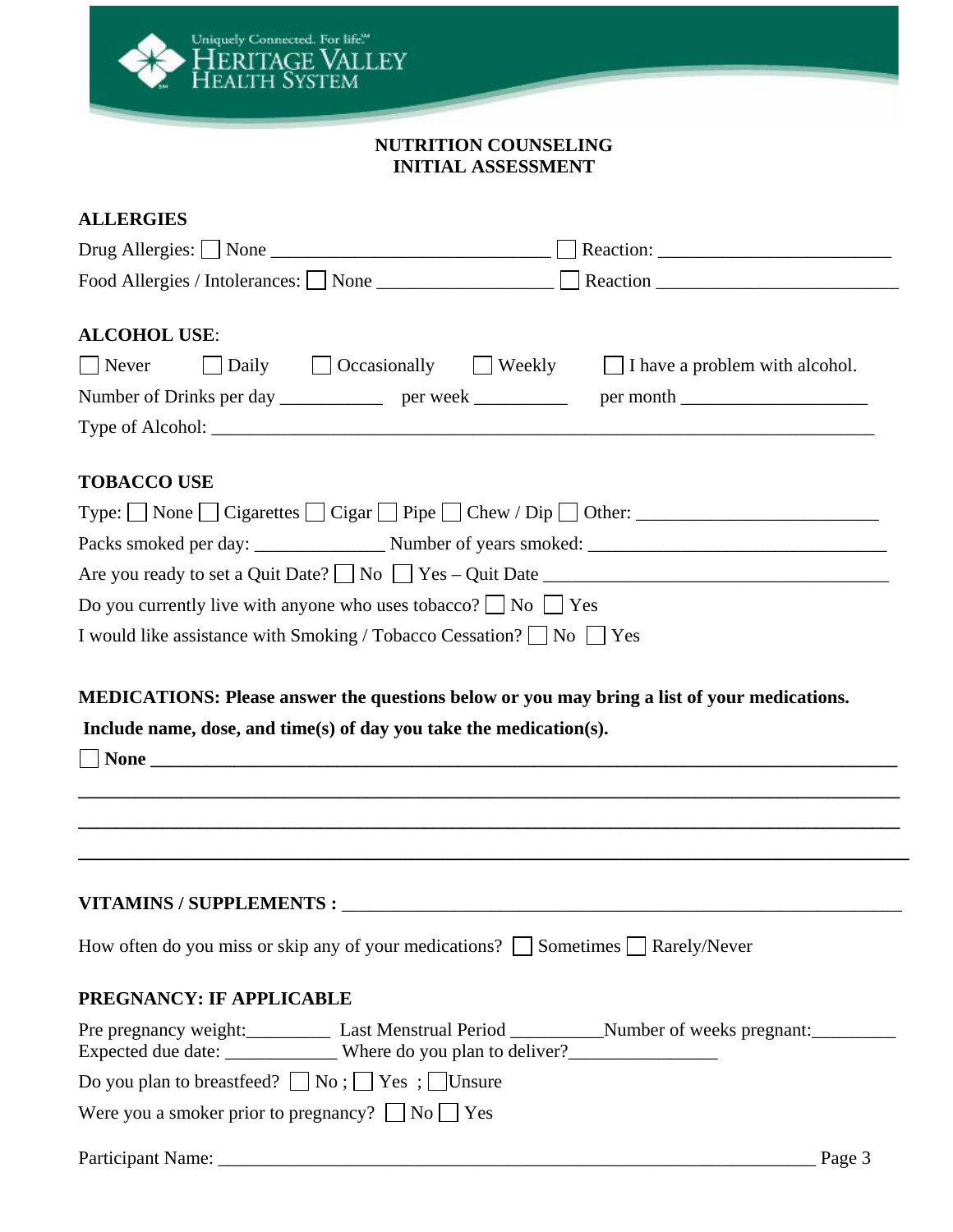Uniquely Connected. For life.℠
HERITAGE VALLEY
HEALTH SYSTEM

# NUTRITION COUNSELING
# INITIAL ASSESSMENT

## ALLERGIES

Drug Allergies: ☐ None ______________________________ ☐ Reaction: _________________________

Food Allergies / Intolerances: ☐ None ___________________ ☐ Reaction _________________________

## ALCOHOL USE:

☐ Never ☐ Daily ☐ Occasionally ☐ Weekly ☐ I have a problem with alcohol.

Number of Drinks per day ___________ per week __________ per month ____________________

Type of Alcohol: ________________________________________________________________________

## TOBACCO USE

Type: ☐ None ☐ Cigarettes ☐ Cigar ☐ Pipe ☐ Chew / Dip ☐ Other: _________________________

Packs smoked per day: ______________ Number of years smoked: ________________________________

Are you ready to set a Quit Date? ☐ No ☐ Yes – Quit Date ____________________________________

Do you currently live with anyone who uses tobacco? ☐ No ☐ Yes

I would like assistance with Smoking / Tobacco Cessation? ☐ No ☐ Yes

**MEDICATIONS: Please answer the questions below or you may bring a list of your medications. Include name, dose, and time(s) of day you take the medication(s).**

☐ **None** ________________________________________________________________________

________________________________________________________________________________

________________________________________________________________________________

________________________________________________________________________________

**VITAMINS / SUPPLEMENTS :** __________________________________________________________

How often do you miss or skip any of your medications? ☐ Sometimes ☐ Rarely/Never

## PREGNANCY: IF APPLICABLE

Pre pregnancy weight:_________ Last Menstrual Period __________Number of weeks pregnant:_________
Expected due date: ____________ Where do you plan to deliver?________________

Do you plan to breastfeed? ☐ No ; ☐ Yes ; ☐ Unsure

Were you a smoker prior to pregnancy? ☐ No ☐ Yes

Participant Name: ___________________________________________________________________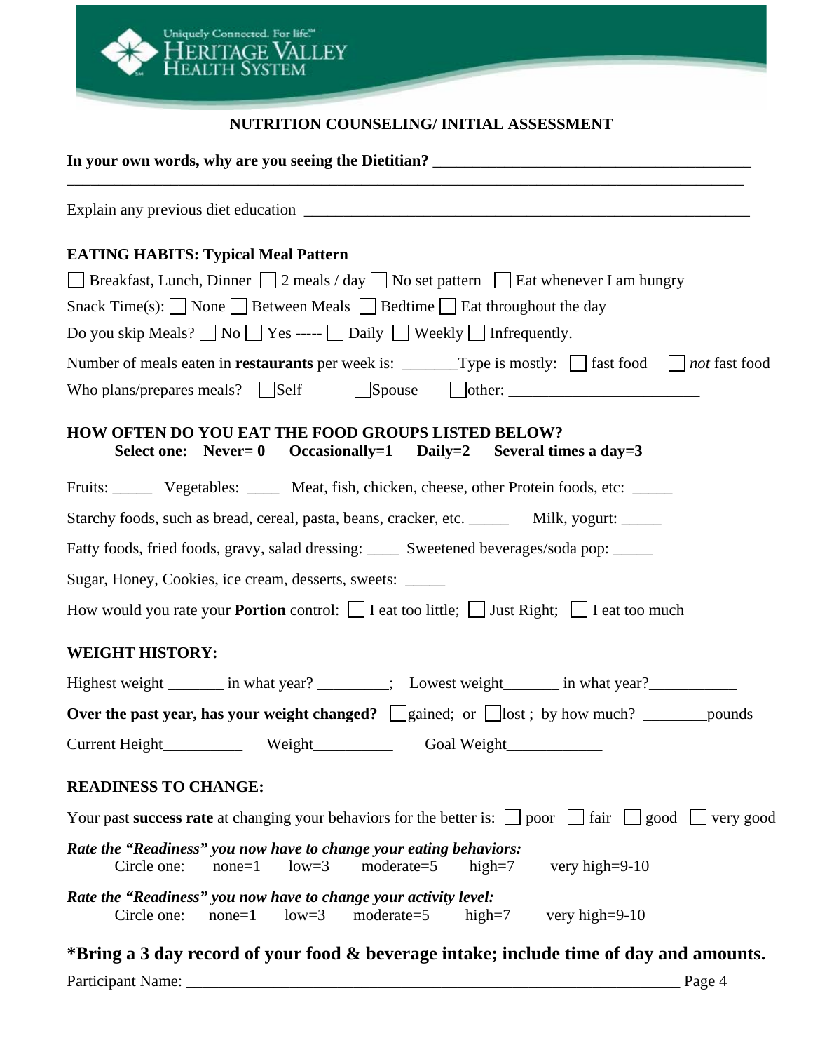Uniquely Connected. For life.℠
HERITAGE VALLEY
HEALTH SYSTEM

## NUTRITION COUNSELING/ INITIAL ASSESSMENT

**In your own words, why are you seeing the Dietitian?** ________________________________________
_______________________________________________________________________________

Explain any previous diet education ________________________________________________________

### EATING HABITS: Typical Meal Pattern

☐ Breakfast, Lunch, Dinner ☐ 2 meals / day ☐ No set pattern ☐ Eat whenever I am hungry

Snack Time(s): ☐ None ☐ Between Meals ☐ Bedtime ☐ Eat throughout the day

Do you skip Meals? ☐ No ☐ Yes ----- ☐ Daily ☐ Weekly ☐ Infrequently.

Number of meals eaten in **restaurants** per week is: _______Type is mostly: ☐ fast food ☐ *not* fast food

Who plans/prepares meals? ☐Self ☐Spouse ☐other: ________________________

### HOW OFTEN DO YOU EAT THE FOOD GROUPS LISTED BELOW?

**Select one: Never= 0 Occasionally=1 Daily=2 Several times a day=3**

Fruits: _____ Vegetables: ____ Meat, fish, chicken, cheese, other Protein foods, etc: _____

Starchy foods, such as bread, cereal, pasta, beans, cracker, etc. _____ Milk, yogurt: _____

Fatty foods, fried foods, gravy, salad dressing: ____ Sweetened beverages/soda pop: _____

Sugar, Honey, Cookies, ice cream, desserts, sweets: _____

How would you rate your **Portion** control: ☐ I eat too little; ☐ Just Right; ☐ I eat too much

### WEIGHT HISTORY:

Highest weight _______ in what year? _________; Lowest weight_______ in what year?___________

**Over the past year, has your weight changed?** ☐gained; or ☐lost ; by how much? ________pounds

Current Height__________ Weight__________ Goal Weight____________

### READINESS TO CHANGE:

Your past **success rate** at changing your behaviors for the better is: ☐ poor ☐ fair ☐ good ☐ very good

***Rate the "Readiness" you now have to change your eating behaviors:***
Circle one: none=1 low=3 moderate=5 high=7 very high=9-10

***Rate the "Readiness" you now have to change your activity level:***
Circle one: none=1 low=3 moderate=5 high=7 very high=9-10

**\*Bring a 3 day record of your food & beverage intake; include time of day and amounts.**

Participant Name: _________________________________________________________________